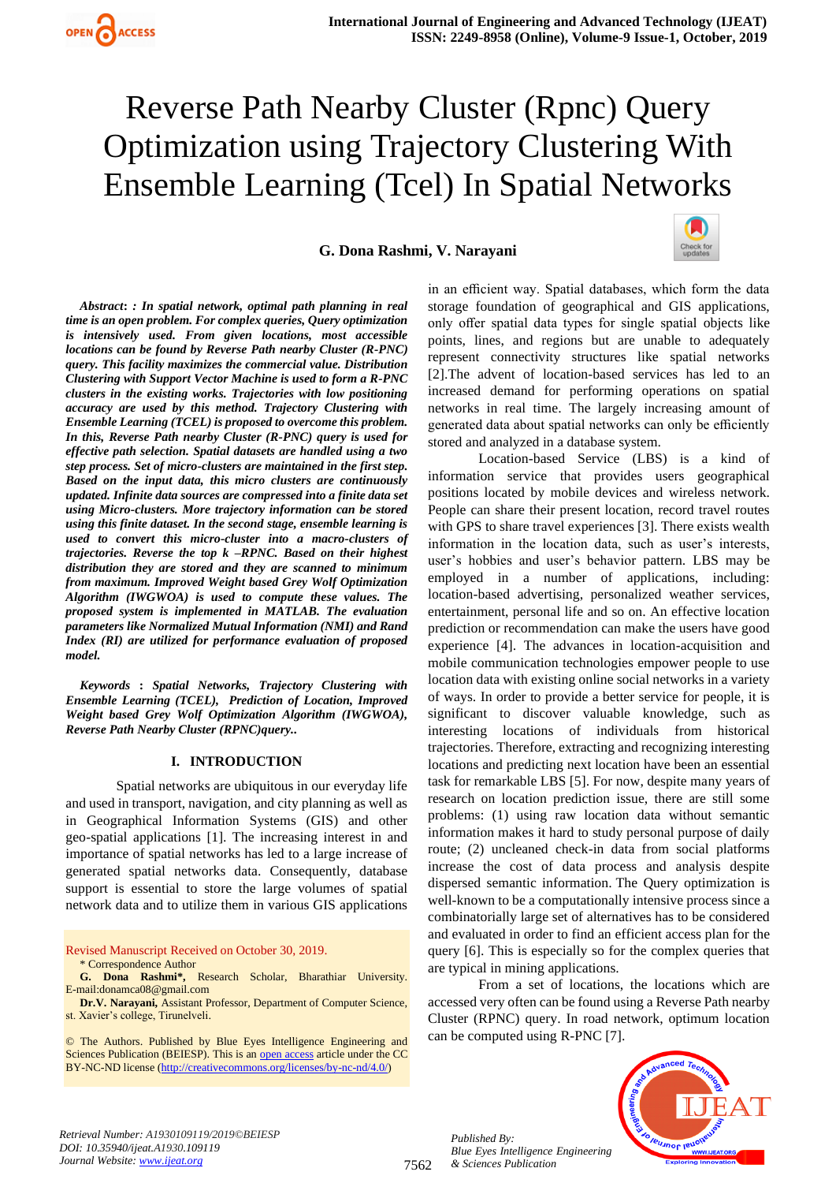# Reverse Path Nearby Cluster (Rpnc) Query Optimization using Trajectory Clustering With Ensemble Learning (Tcel) In Spatial Networks

**G. Dona Rashmi, V. Narayani**

***Abstract*: : In spatial network, optimal path planning in real time is an open problem. For complex queries, Query optimization is intensively used. From given locations, most accessible locations can be found by Reverse Path nearby Cluster (R-PNC) query. This facility maximizes the commercial value. Distribution Clustering with Support Vector Machine is used to form a R-PNC clusters in the existing works. Trajectories with low positioning accuracy are used by this method. Trajectory Clustering with Ensemble Learning (TCEL) is proposed to overcome this problem. In this, Reverse Path nearby Cluster (R-PNC) query is used for effective path selection. Spatial datasets are handled using a two step process. Set of micro-clusters are maintained in the first step. Based on the input data, this micro clusters are continuously updated. Infinite data sources are compressed into a finite data set using Micro-clusters. More trajectory information can be stored using this finite dataset. In the second stage, ensemble learning is used to convert this micro-cluster into a macro-clusters of trajectories. Reverse the top k –RPNC. Based on their highest distribution they are stored and they are scanned to minimum from maximum. Improved Weight based Grey Wolf Optimization Algorithm (IWGWOA) is used to compute these values. The proposed system is implemented in MATLAB. The evaluation parameters like Normalized Mutual Information (NMI) and Rand Index (RI) are utilized for performance evaluation of proposed model.***

***Keywords* : Spatial Networks, Trajectory Clustering with Ensemble Learning (TCEL), Prediction of Location, Improved Weight based Grey Wolf Optimization Algorithm (IWGWOA), Reverse Path Nearby Cluster (RPNC)query..**

## I. INTRODUCTION

Spatial networks are ubiquitous in our everyday life and used in transport, navigation, and city planning as well as in Geographical Information Systems (GIS) and other geo-spatial applications [1]. The increasing interest in and importance of spatial networks has led to a large increase of generated spatial networks data. Consequently, database support is essential to store the large volumes of spatial network data and to utilize them in various GIS applications in an efficient way. Spatial databases, which form the data storage foundation of geographical and GIS applications, only offer spatial data types for single spatial objects like points, lines, and regions but are unable to adequately represent connectivity structures like spatial networks [2].The advent of location-based services has led to an increased demand for performing operations on spatial networks in real time. The largely increasing amount of generated data about spatial networks can only be efficiently stored and analyzed in a database system.

Location-based Service (LBS) is a kind of information service that provides users geographical positions located by mobile devices and wireless network. People can share their present location, record travel routes with GPS to share travel experiences [3]. There exists wealth information in the location data, such as user's interests, user's hobbies and user's behavior pattern. LBS may be employed in a number of applications, including: location-based advertising, personalized weather services, entertainment, personal life and so on. An effective location prediction or recommendation can make the users have good experience [4]. The advances in location-acquisition and mobile communication technologies empower people to use location data with existing online social networks in a variety of ways. In order to provide a better service for people, it is significant to discover valuable knowledge, such as interesting locations of individuals from historical trajectories. Therefore, extracting and recognizing interesting locations and predicting next location have been an essential task for remarkable LBS [5]. For now, despite many years of research on location prediction issue, there are still some problems: (1) using raw location data without semantic information makes it hard to study personal purpose of daily route; (2) uncleaned check-in data from social platforms increase the cost of data process and analysis despite dispersed semantic information. The Query optimization is well-known to be a computationally intensive process since a combinatorially large set of alternatives has to be considered and evaluated in order to find an efficient access plan for the query [6]. This is especially so for the complex queries that are typical in mining applications.

From a set of locations, the locations which are accessed very often can be found using a Reverse Path nearby Cluster (RPNC) query. In road network, optimum location can be computed using R-PNC [7].

Revised Manuscript Received on October 30, 2019.

\* Correspondence Author

**G. Dona Rashmi\***, Research Scholar, Bharathiar University. E-mail:donamca08@gmail.com

**Dr.V. Narayani,** Assistant Professor, Department of Computer Science, st. Xavier's college, Tirunelveli.

© The Authors. Published by Blue Eyes Intelligence Engineering and Sciences Publication (BEIESP). This is an open access article under the CC BY-NC-ND license (http://creativecommons.org/licenses/by-nc-nd/4.0/)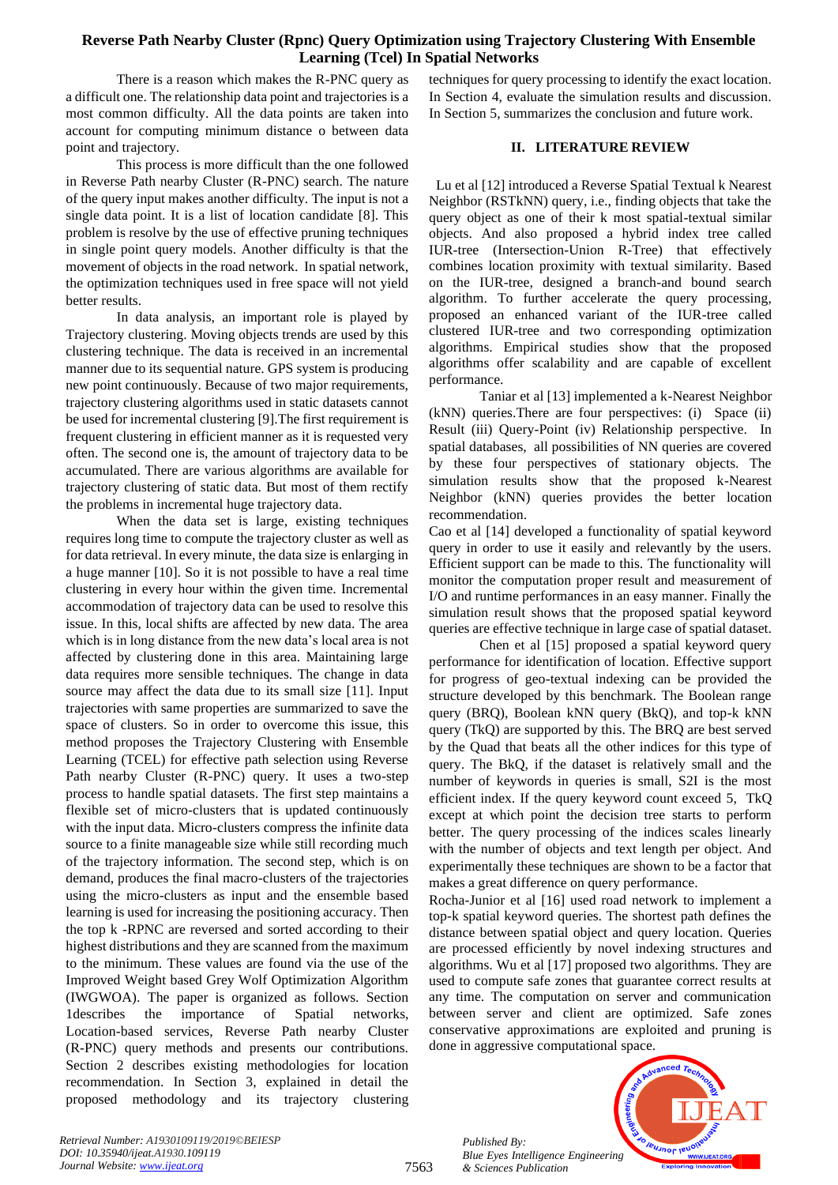There is a reason which makes the R-PNC query as a difficult one. The relationship data point and trajectories is a most common difficulty. All the data points are taken into account for computing minimum distance o between data point and trajectory.

This process is more difficult than the one followed in Reverse Path nearby Cluster (R-PNC) search. The nature of the query input makes another difficulty. The input is not a single data point. It is a list of location candidate [8]. This problem is resolve by the use of effective pruning techniques in single point query models. Another difficulty is that the movement of objects in the road network. In spatial network, the optimization techniques used in free space will not yield better results.

In data analysis, an important role is played by Trajectory clustering. Moving objects trends are used by this clustering technique. The data is received in an incremental manner due to its sequential nature. GPS system is producing new point continuously. Because of two major requirements, trajectory clustering algorithms used in static datasets cannot be used for incremental clustering [9].The first requirement is frequent clustering in efficient manner as it is requested very often. The second one is, the amount of trajectory data to be accumulated. There are various algorithms are available for trajectory clustering of static data. But most of them rectify the problems in incremental huge trajectory data.

When the data set is large, existing techniques requires long time to compute the trajectory cluster as well as for data retrieval. In every minute, the data size is enlarging in a huge manner [10]. So it is not possible to have a real time clustering in every hour within the given time. Incremental accommodation of trajectory data can be used to resolve this issue. In this, local shifts are affected by new data. The area which is in long distance from the new data's local area is not affected by clustering done in this area. Maintaining large data requires more sensible techniques. The change in data source may affect the data due to its small size [11]. Input trajectories with same properties are summarized to save the space of clusters. So in order to overcome this issue, this method proposes the Trajectory Clustering with Ensemble Learning (TCEL) for effective path selection using Reverse Path nearby Cluster (R-PNC) query. It uses a two-step process to handle spatial datasets. The first step maintains a flexible set of micro-clusters that is updated continuously with the input data. Micro-clusters compress the infinite data source to a finite manageable size while still recording much of the trajectory information. The second step, which is on demand, produces the final macro-clusters of the trajectories using the micro-clusters as input and the ensemble based learning is used for increasing the positioning accuracy. Then the top k -RPNC are reversed and sorted according to their highest distributions and they are scanned from the maximum to the minimum. These values are found via the use of the Improved Weight based Grey Wolf Optimization Algorithm (IWGWOA). The paper is organized as follows. Section 1describes the importance of Spatial networks, Location-based services, Reverse Path nearby Cluster (R-PNC) query methods and presents our contributions. Section 2 describes existing methodologies for location recommendation. In Section 3, explained in detail the proposed methodology and its trajectory clustering techniques for query processing to identify the exact location. In Section 4, evaluate the simulation results and discussion. In Section 5, summarizes the conclusion and future work.

## II. LITERATURE REVIEW

Lu et al [12] introduced a Reverse Spatial Textual k Nearest Neighbor (RSTkNN) query, i.e., finding objects that take the query object as one of their k most spatial-textual similar objects. And also proposed a hybrid index tree called IUR-tree (Intersection-Union R-Tree) that effectively combines location proximity with textual similarity. Based on the IUR-tree, designed a branch-and bound search algorithm. To further accelerate the query processing, proposed an enhanced variant of the IUR-tree called clustered IUR-tree and two corresponding optimization algorithms. Empirical studies show that the proposed algorithms offer scalability and are capable of excellent performance.

Taniar et al [13] implemented a k-Nearest Neighbor (kNN) queries.There are four perspectives: (i) Space (ii) Result (iii) Query-Point (iv) Relationship perspective. In spatial databases, all possibilities of NN queries are covered by these four perspectives of stationary objects. The simulation results show that the proposed k-Nearest Neighbor (kNN) queries provides the better location recommendation.

Cao et al [14] developed a functionality of spatial keyword query in order to use it easily and relevantly by the users. Efficient support can be made to this. The functionality will monitor the computation proper result and measurement of I/O and runtime performances in an easy manner. Finally the simulation result shows that the proposed spatial keyword queries are effective technique in large case of spatial dataset.

Chen et al [15] proposed a spatial keyword query performance for identification of location. Effective support for progress of geo-textual indexing can be provided the structure developed by this benchmark. The Boolean range query (BRQ), Boolean kNN query (BkQ), and top-k kNN query (TkQ) are supported by this. The BRQ are best served by the Quad that beats all the other indices for this type of query. The BkQ, if the dataset is relatively small and the number of keywords in queries is small, S2I is the most efficient index. If the query keyword count exceed 5, TkQ except at which point the decision tree starts to perform better. The query processing of the indices scales linearly with the number of objects and text length per object. And experimentally these techniques are shown to be a factor that makes a great difference on query performance.

Rocha-Junior et al [16] used road network to implement a top-k spatial keyword queries. The shortest path defines the distance between spatial object and query location. Queries are processed efficiently by novel indexing structures and algorithms. Wu et al [17] proposed two algorithms. They are used to compute safe zones that guarantee correct results at any time. The computation on server and communication between server and client are optimized. Safe zones conservative approximations are exploited and pruning is done in aggressive computational space.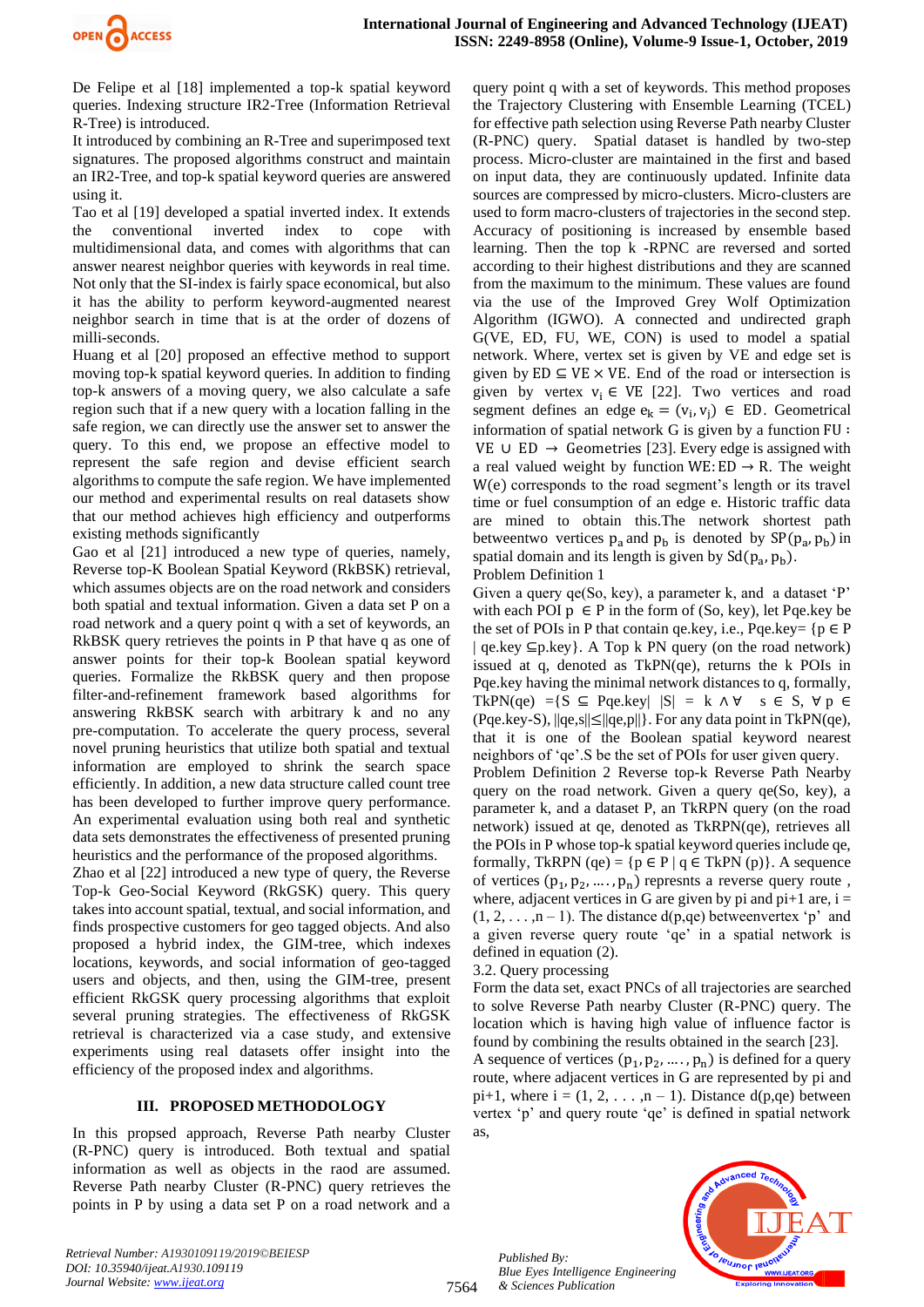De Felipe et al [18] implemented a top-k spatial keyword queries. Indexing structure IR2-Tree (Information Retrieval R-Tree) is introduced.

It introduced by combining an R-Tree and superimposed text signatures. The proposed algorithms construct and maintain an IR2-Tree, and top-k spatial keyword queries are answered using it.

Tao et al [19] developed a spatial inverted index. It extends the conventional inverted index to cope with multidimensional data, and comes with algorithms that can answer nearest neighbor queries with keywords in real time. Not only that the SI-index is fairly space economical, but also it has the ability to perform keyword-augmented nearest neighbor search in time that is at the order of dozens of milli-seconds.

Huang et al [20] proposed an effective method to support moving top-k spatial keyword queries. In addition to finding top-k answers of a moving query, we also calculate a safe region such that if a new query with a location falling in the safe region, we can directly use the answer set to answer the query. To this end, we propose an effective model to represent the safe region and devise efficient search algorithms to compute the safe region. We have implemented our method and experimental results on real datasets show that our method achieves high efficiency and outperforms existing methods significantly

Gao et al [21] introduced a new type of queries, namely, Reverse top-K Boolean Spatial Keyword (RkBSK) retrieval, which assumes objects are on the road network and considers both spatial and textual information. Given a data set P on a road network and a query point q with a set of keywords, an RkBSK query retrieves the points in P that have q as one of answer points for their top-k Boolean spatial keyword queries. Formalize the RkBSK query and then propose filter-and-refinement framework based algorithms for answering RkBSK search with arbitrary k and no any pre-computation. To accelerate the query process, several novel pruning heuristics that utilize both spatial and textual information are employed to shrink the search space efficiently. In addition, a new data structure called count tree has been developed to further improve query performance. An experimental evaluation using both real and synthetic data sets demonstrates the effectiveness of presented pruning heuristics and the performance of the proposed algorithms.

Zhao et al [22] introduced a new type of query, the Reverse Top-k Geo-Social Keyword (RkGSK) query. This query takes into account spatial, textual, and social information, and finds prospective customers for geo tagged objects. And also proposed a hybrid index, the GIM-tree, which indexes locations, keywords, and social information of geo-tagged users and objects, and then, using the GIM-tree, present efficient RkGSK query processing algorithms that exploit several pruning strategies. The effectiveness of RkGSK retrieval is characterized via a case study, and extensive experiments using real datasets offer insight into the efficiency of the proposed index and algorithms.

## III. PROPOSED METHODOLOGY

In this propsed approach, Reverse Path nearby Cluster (R-PNC) query is introduced. Both textual and spatial information as well as objects in the raod are assumed. Reverse Path nearby Cluster (R-PNC) query retrieves the points in P by using a data set P on a road network and a query point q with a set of keywords. This method proposes the Trajectory Clustering with Ensemble Learning (TCEL) for effective path selection using Reverse Path nearby Cluster (R-PNC) query. Spatial dataset is handled by two-step process. Micro-cluster are maintained in the first and based on input data, they are continuously updated. Infinite data sources are compressed by micro-clusters. Micro-clusters are used to form macro-clusters of trajectories in the second step. Accuracy of positioning is increased by ensemble based learning. Then the top k -RPNC are reversed and sorted according to their highest distributions and they are scanned from the maximum to the minimum. These values are found via the use of the Improved Grey Wolf Optimization Algorithm (IGWO). A connected and undirected graph G(VE, ED, FU, WE, CON) is used to model a spatial network. Where, vertex set is given by VE and edge set is given by $ED \subseteq VE \times VE$. End of the road or intersection is given by vertex $v_i \in VE$ [22]. Two vertices and road segment defines an edge $e_k = (v_i, v_j) \in ED$. Geometrical information of spatial network G is given by a function $FU : VE \cup ED \rightarrow \text{Geometries}$ [23]. Every edge is assigned with a real valued weight by function $WE: ED \rightarrow R$. The weight W(e) corresponds to the road segment's length or its travel time or fuel consumption of an edge e. Historic traffic data are mined to obtain this.The network shortest path betweentwo vertices $p_a$ and $p_b$ is denoted by $SP(p_a, p_b)$ in spatial domain and its length is given by $Sd(p_a, p_b)$.

Problem Definition 1

Given a query qe(So, key), a parameter k, and a dataset 'P' with each POI $p \in P$ in the form of (So, key), let Pqe.key be the set of POIs in P that contain qe.key, i.e., Pqe.key= {$p \in P$ | qe.key $\subseteq$p.key}. A Top k PN query (on the road network) issued at q, denoted as TkPN(qe), returns the k POIs in Pqe.key having the minimal network distances to q, formally, TkPN(qe) ={S $\subseteq$ Pqe.key| |S| = k $\wedge \forall$ s $\in$ S, $\forall$ p $\in$ (Pqe.key-S), ||qe,s||$\leq$||qe,p||}. For any data point in TkPN(qe), that it is one of the Boolean spatial keyword nearest neighbors of 'qe'.S be the set of POIs for user given query.

Problem Definition 2 Reverse top-k Reverse Path Nearby query on the road network. Given a query qe(So, key), a parameter k, and a dataset P, an TkRPN query (on the road network) issued at qe, denoted as TkRPN(qe), retrieves all the POIs in P whose top-k spatial keyword queries include qe, formally, TkRPN (qe) = {p $\in$ P | q $\in$ TkPN (p)}. A sequence of vertices $(p_1, p_2, \ldots, p_n)$ represnts a reverse query route , where, adjacent vertices in G are given by pi and pi+1 are, i = (1, 2, . . . ,n – 1). The distance d(p,qe) betweenvertex 'p' and a given reverse query route 'qe' in a spatial network is defined in equation (2).

### 3.2. Query processing

Form the data set, exact PNCs of all trajectories are searched to solve Reverse Path nearby Cluster (R-PNC) query. The location which is having high value of influence factor is found by combining the results obtained in the search [23].

A sequence of vertices $(p_1, p_2, \ldots, p_n)$ is defined for a query route, where adjacent vertices in G are represented by pi and pi+1, where i = (1, 2, . . . ,n – 1). Distance d(p,qe) between vertex 'p' and query route 'qe' is defined in spatial network as,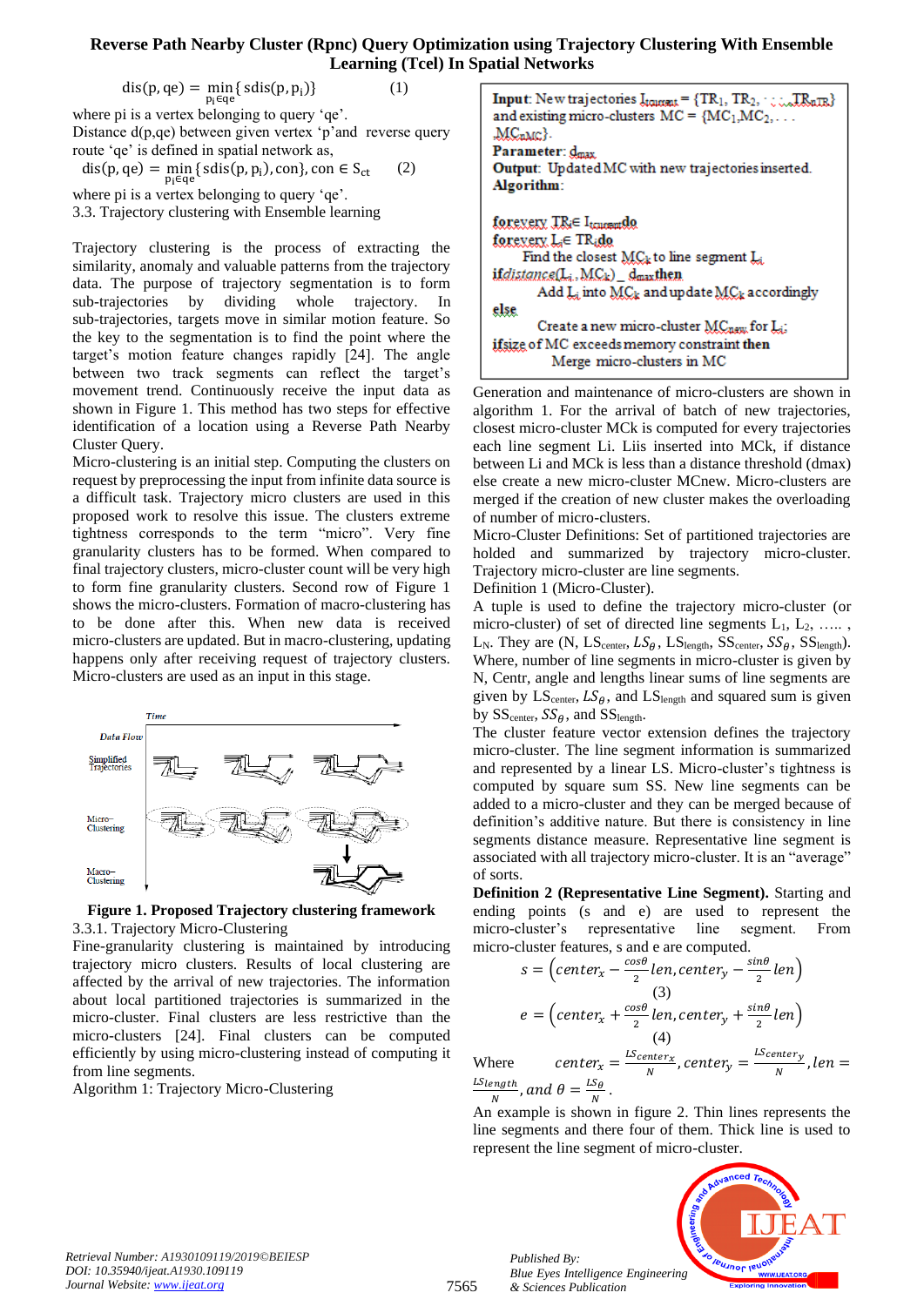# Reverse Path Nearby Cluster (Rpnc) Query Optimization using Trajectory Clustering With Ensemble Learning (Tcel) In Spatial Networks

$$\text{dis}(p, qe) = \min_{p_i \in qe}\{\text{sdis}(p, p_i)\} \quad (1)$$

where pi is a vertex belonging to query 'qe'.

Distance d(p,qe) between given vertex 'p' and reverse query route 'qe' is defined in spatial network as,

$$\text{dis}(p, qe) = \min_{p_i \in qe}\{\text{sdis}(p, p_i), \text{con}\}, \text{con} \in S_{ct} \quad (2)$$

where pi is a vertex belonging to query 'qe'.

3.3. Trajectory clustering with Ensemble learning

Trajectory clustering is the process of extracting the similarity, anomaly and valuable patterns from the trajectory data. The purpose of trajectory segmentation is to form sub-trajectories by dividing whole trajectory. In sub-trajectories, targets move in similar motion feature. So the key to the segmentation is to find the point where the target's motion feature changes rapidly [24]. The angle between two track segments can reflect the target's movement trend. Continuously receive the input data as shown in Figure 1. This method has two steps for effective identification of a location using a Reverse Path Nearby Cluster Query.

Micro-clustering is an initial step. Computing the clusters on request by preprocessing the input from infinite data source is a difficult task. Trajectory micro clusters are used in this proposed work to resolve this issue. The clusters extreme tightness corresponds to the term "micro". Very fine granularity clusters has to be formed. When compared to final trajectory clusters, micro-cluster count will be very high to form fine granularity clusters. Second row of Figure 1 shows the micro-clusters. Formation of macro-clustering has to be done after this. When new data is received micro-clusters are updated. But in macro-clustering, updating happens only after receiving request of trajectory clusters. Micro-clusters are used as an input in this stage.

**Figure 1. Proposed Trajectory clustering framework**

3.3.1. Trajectory Micro-Clustering

Fine-granularity clustering is maintained by introducing trajectory micro clusters. Results of local clustering are affected by the arrival of new trajectories. The information about local partitioned trajectories is summarized in the micro-cluster. Final clusters are less restrictive than the micro-clusters [24]. Final clusters can be computed efficiently by using micro-clustering instead of computing it from line segments.

Algorithm 1: Trajectory Micro-Clustering

**Input**: New trajectories $I_{tcurrent}$ = {$TR_1$, $TR_2$, · · · , $TR_{nTR}$} and existing micro-clusters MC = {$MC_1$,$MC_2$, . . . $MC_{nMC}$}.
**Parameter**: $d_{max}$
**Output**: Updated MC with new trajectories inserted.
**Algorithm**:

for every $TR_i \in I_{tcurrent}$ do
for every $L_j \in TR_i$ do
  Find the closest $MC_k$ to line segment $L_j$
if distance($L_j$, $MC_k$) _ $d_{max}$ then
  Add $L_j$ into $MC_k$ and update $MC_k$ accordingly
else
  Create a new micro-cluster $MC_{new}$ for $L_j$;
if size of MC exceeds memory constraint then
  Merge micro-clusters in MC

Generation and maintenance of micro-clusters are shown in algorithm 1. For the arrival of batch of new trajectories, closest micro-cluster MCk is computed for every trajectories each line segment Li. Liis inserted into MCk, if distance between Li and MCk is less than a distance threshold (dmax) else create a new micro-cluster MCnew. Micro-clusters are merged if the creation of new cluster makes the overloading of number of micro-clusters.

Micro-Cluster Definitions: Set of partitioned trajectories are holded and summarized by trajectory micro-cluster. Trajectory micro-cluster are line segments.

Definition 1 (Micro-Cluster).

A tuple is used to define the trajectory micro-cluster (or micro-cluster) of set of directed line segments $L_1$, $L_2$, ….. , $L_N$. They are (N, $LS_{center}$, $LS_\theta$, $LS_{length}$, $SS_{center}$, $SS_\theta$, $SS_{length}$). Where, number of line segments in micro-cluster is given by N, Centr, angle and lengths linear sums of line segments are given by $LS_{center}$, $LS_\theta$, and $LS_{length}$ and squared sum is given by $SS_{center}$, $SS_\theta$, and $SS_{length}$.

The cluster feature vector extension defines the trajectory micro-cluster. The line segment information is summarized and represented by a linear LS. Micro-cluster's tightness is computed by square sum SS. New line segments can be added to a micro-cluster and they can be merged because of definition's additive nature. But there is consistency in line segments distance measure. Representative line segment is associated with all trajectory micro-cluster. It is an "average" of sorts.

**Definition 2 (Representative Line Segment).** Starting and ending points (s and e) are used to represent the micro-cluster's representative line segment. From micro-cluster features, s and e are computed.

$$s = \left(center_x - \frac{\cos\theta}{2}len, center_y - \frac{\sin\theta}{2}len\right) \quad (3)$$

$$e = \left(center_x + \frac{\cos\theta}{2}len, center_y + \frac{\sin\theta}{2}len\right) \quad (4)$$

Where $center_x = \frac{LS_{centerx}}{N}$, $center_y = \frac{LS_{centery}}{N}$, $len = \frac{LS_{length}}{N}$, and $\theta = \frac{LS_\theta}{N}$.

An example is shown in figure 2. Thin lines represents the line segments and there four of them. Thick line is used to represent the line segment of micro-cluster.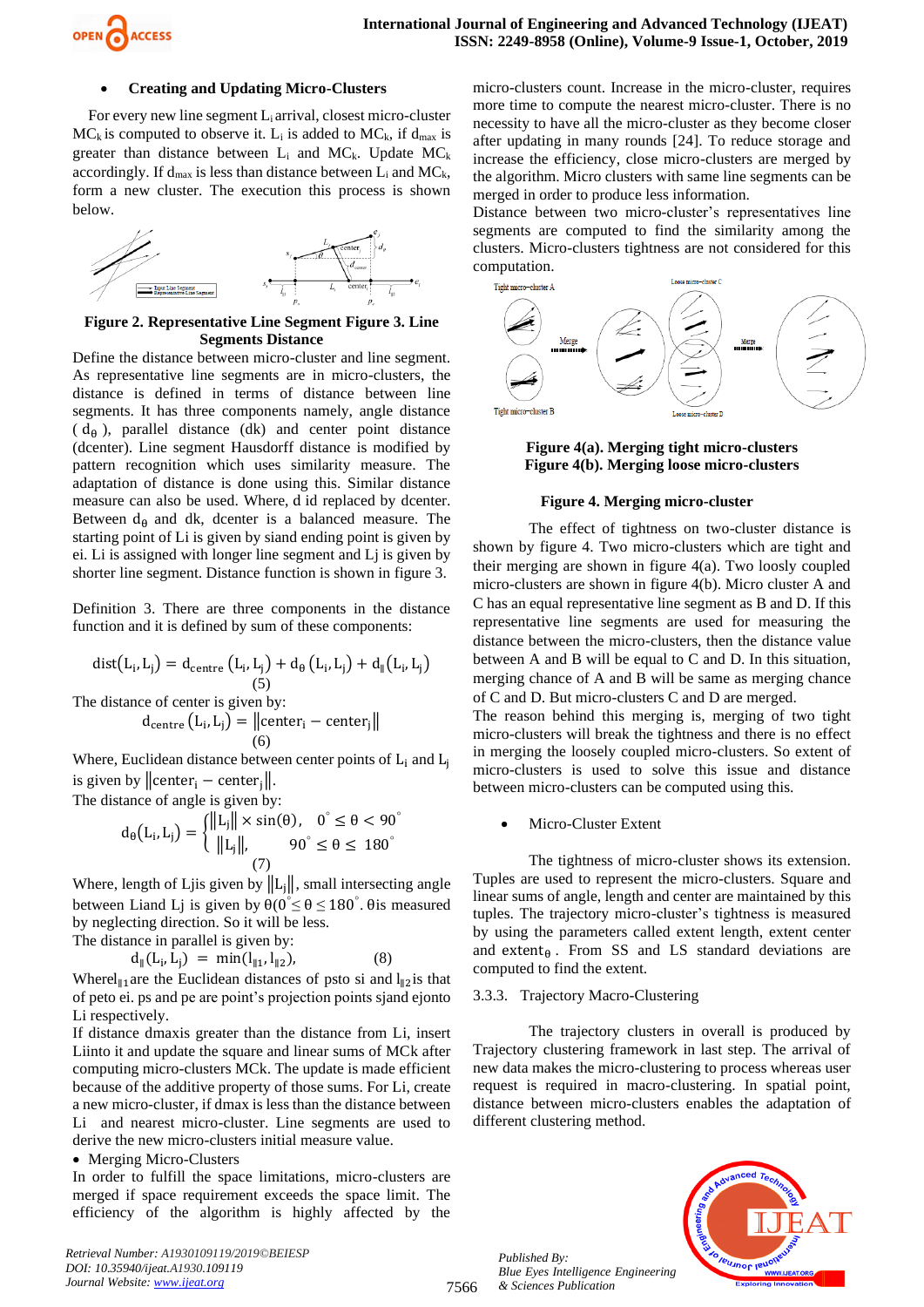- **Creating and Updating Micro-Clusters**

For every new line segment $L_i$ arrival, closest micro-cluster $MC_k$ is computed to observe it. $L_i$ is added to $MC_k$, if $d_{max}$ is greater than distance between $L_i$ and $MC_k$. Update $MC_k$ accordingly. If $d_{max}$ is less than distance between $L_i$ and $MC_k$, form a new cluster. The execution this process is shown below.

**Figure 2. Representative Line Segment Figure 3. Line Segments Distance**

Define the distance between micro-cluster and line segment. As representative line segments are in micro-clusters, the distance is defined in terms of distance between line segments. It has three components namely, angle distance ($d_\theta$), parallel distance (dk) and center point distance (dcenter). Line segment Hausdorff distance is modified by pattern recognition which uses similarity measure. The adaptation of distance is done using this. Similar distance measure can also be used. Where, d id replaced by dcenter. Between $d_\theta$ and dk, dcenter is a balanced measure. The starting point of Li is given by siand ending point is given by ei. Li is assigned with longer line segment and Lj is given by shorter line segment. Distance function is shown in figure 3.

Definition 3. There are three components in the distance function and it is defined by sum of these components:

$$\mathrm{dist}(L_i, L_j) = d_{centre}(L_i, L_j) + d_\theta(L_i, L_j) + d_\parallel(L_i, L_j) \quad (5)$$

The distance of center is given by:

$$d_{centre}(L_i, L_j) = \|center_i - center_j\| \quad (6)$$

Where, Euclidean distance between center points of $L_i$ and $L_j$ is given by $\|center_i - center_j\|$.

The distance of angle is given by:

$$d_\theta(L_i, L_j) = \begin{cases} \|L_j\| \times \sin(\theta), & 0^\circ \leq \theta < 90^\circ \\ \|L_j\|, & 90^\circ \leq \theta \leq 180^\circ \end{cases} \quad (7)$$

Where, length of Ljis given by $\|L_j\|$, small intersecting angle between Liand Lj is given by $\theta(0^\circ \leq \theta \leq 180^\circ$. θis measured by neglecting direction. So it will be less.

The distance in parallel is given by:

$$d_\parallel(L_i, L_j) = \min(l_{\parallel 1}, l_{\parallel 2}), \quad (8)$$

Where$l_{\parallel 1}$are the Euclidean distances of psto si and $l_{\parallel 2}$is that of peto ei. ps and pe are point's projection points sjand ejonto Li respectively.

If distance dmaxis greater than the distance from Li, insert Liinto it and update the square and linear sums of MCk after computing micro-clusters MCk. The update is made efficient because of the additive property of those sums. For Li, create a new micro-cluster, if dmax is less than the distance between Li and nearest micro-cluster. Line segments are used to derive the new micro-clusters initial measure value.

- Merging Micro-Clusters

In order to fulfill the space limitations, micro-clusters are merged if space requirement exceeds the space limit. The efficiency of the algorithm is highly affected by the micro-clusters count. Increase in the micro-cluster, requires more time to compute the nearest micro-cluster. There is no necessity to have all the micro-cluster as they become closer after updating in many rounds [24]. To reduce storage and increase the efficiency, close micro-clusters are merged by the algorithm. Micro clusters with same line segments can be merged in order to produce less information.

Distance between two micro-cluster's representatives line segments are computed to find the similarity among the clusters. Micro-clusters tightness are not considered for this computation.

**Figure 4(a). Merging tight micro-clusters**
**Figure 4(b). Merging loose micro-clusters**

**Figure 4. Merging micro-cluster**

The effect of tightness on two-cluster distance is shown by figure 4. Two micro-clusters which are tight and their merging are shown in figure 4(a). Two loosly coupled micro-clusters are shown in figure 4(b). Micro cluster A and C has an equal representative line segment as B and D. If this representative line segments are used for measuring the distance between the micro-clusters, then the distance value between A and B will be equal to C and D. In this situation, merging chance of A and B will be same as merging chance of C and D. But micro-clusters C and D are merged.

The reason behind this merging is, merging of two tight micro-clusters will break the tightness and there is no effect in merging the loosely coupled micro-clusters. So extent of micro-clusters is used to solve this issue and distance between micro-clusters can be computed using this.

- Micro-Cluster Extent

The tightness of micro-cluster shows its extension. Tuples are used to represent the micro-clusters. Square and linear sums of angle, length and center are maintained by this tuples. The trajectory micro-cluster's tightness is measured by using the parameters called extent length, extent center and extent$_\theta$. From SS and LS standard deviations are computed to find the extent.

### 3.3.3. Trajectory Macro-Clustering

The trajectory clusters in overall is produced by Trajectory clustering framework in last step. The arrival of new data makes the micro-clustering to process whereas user request is required in macro-clustering. In spatial point, distance between micro-clusters enables the adaptation of different clustering method.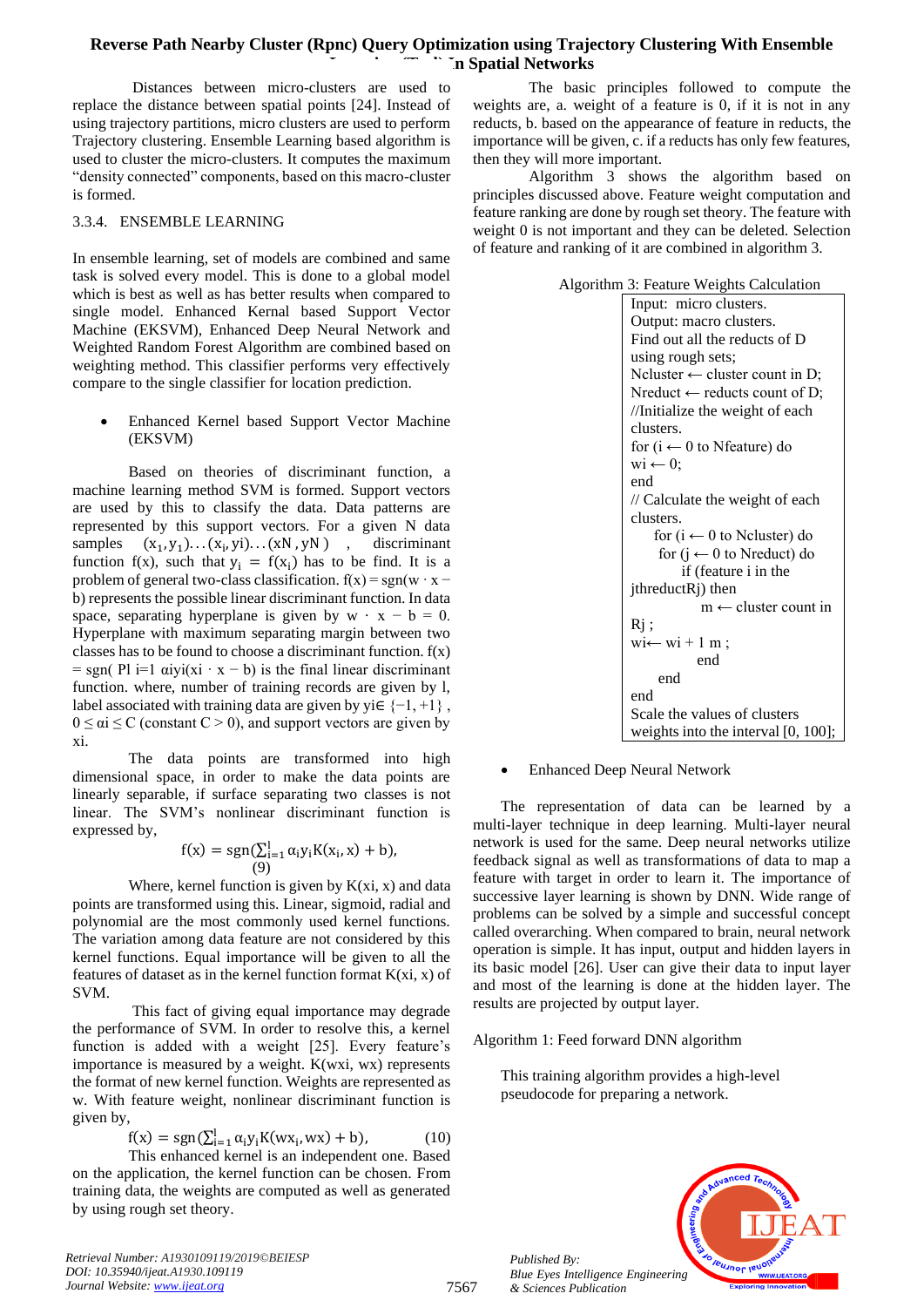Distances between micro-clusters are used to replace the distance between spatial points [24]. Instead of using trajectory partitions, micro clusters are used to perform Trajectory clustering. Ensemble Learning based algorithm is used to cluster the micro-clusters. It computes the maximum "density connected" components, based on this macro-cluster is formed.

### 3.3.4. ENSEMBLE LEARNING

In ensemble learning, set of models are combined and same task is solved every model. This is done to a global model which is best as well as has better results when compared to single model. Enhanced Kernal based Support Vector Machine (EKSVM), Enhanced Deep Neural Network and Weighted Random Forest Algorithm are combined based on weighting method. This classifier performs very effectively compare to the single classifier for location prediction.

- Enhanced Kernel based Support Vector Machine (EKSVM)

Based on theories of discriminant function, a machine learning method SVM is formed. Support vectors are used by this to classify the data. Data patterns are represented by this support vectors. For a given N data samples $(x_1, y_1) \ldots (x_i, yi) \ldots (xN, yN)$ , discriminant function f(x), such that $y_i = f(x_i)$ has to be find. It is a problem of general two-class classification. $f(x) = \text{sgn}(w \cdot x - b)$ represents the possible linear discriminant function. In data space, separating hyperplane is given by $w \cdot x - b = 0$. Hyperplane with maximum separating margin between two classes has to be found to choose a discriminant function. f(x) = sgn( Pl i=1 αiyi(xi · x − b) is the final linear discriminant function. where, number of training records are given by l, label associated with training data are given by $yi \in \{-1, +1\}$ , $0 \leq \alpha i \leq C$ (constant $C > 0$), and support vectors are given by xi.

The data points are transformed into high dimensional space, in order to make the data points are linearly separable, if surface separating two classes is not linear. The SVM's nonlinear discriminant function is expressed by,

$$f(x) = \text{sgn}(\sum_{i=1}^{l} \alpha_i y_i K(x_i, x) + b), \quad (9)$$

Where, kernel function is given by K(xi, x) and data points are transformed using this. Linear, sigmoid, radial and polynomial are the most commonly used kernel functions. The variation among data feature are not considered by this kernel functions. Equal importance will be given to all the features of dataset as in the kernel function format K(xi, x) of SVM.

This fact of giving equal importance may degrade the performance of SVM. In order to resolve this, a kernel function is added with a weight [25]. Every feature's importance is measured by a weight. K(wxi, wx) represents the format of new kernel function. Weights are represented as w. With feature weight, nonlinear discriminant function is given by,

$$f(x) = \text{sgn}(\sum_{i=1}^{l} \alpha_i y_i K(wx_i, wx) + b), \quad (10)$$

This enhanced kernel is an independent one. Based on the application, the kernel function can be chosen. From training data, the weights are computed as well as generated by using rough set theory.

The basic principles followed to compute the weights are, a. weight of a feature is 0, if it is not in any reducts, b. based on the appearance of feature in reducts, the importance will be given, c. if a reducts has only few features, then they will more important.

Algorithm 3 shows the algorithm based on principles discussed above. Feature weight computation and feature ranking are done by rough set theory. The feature with weight 0 is not important and they can be deleted. Selection of feature and ranking of it are combined in algorithm 3.

Algorithm 3: Feature Weights Calculation

```
Input: micro clusters.
Output: macro clusters.
Find out all the reducts of D
using rough sets;
Ncluster ← cluster count in D;
Nreduct ← reducts count of D;
//Initialize the weight of each
clusters.
for (i ← 0 to Nfeature) do
wi ← 0;
end
// Calculate the weight of each
clusters.
    for (i ← 0 to Ncluster) do
     for (j ← 0 to Nreduct) do
         if (feature i in the
jthreductRj) then
             m ← cluster count in
Rj ;
wi← wi + 1 m ;
         end
     end
end
Scale the values of clusters
weights into the interval [0, 100];
```

- Enhanced Deep Neural Network

The representation of data can be learned by a multi-layer technique in deep learning. Multi-layer neural network is used for the same. Deep neural networks utilize feedback signal as well as transformations of data to map a feature with target in order to learn it. The importance of successive layer learning is shown by DNN. Wide range of problems can be solved by a simple and successful concept called overarching. When compared to brain, neural network operation is simple. It has input, output and hidden layers in its basic model [26]. User can give their data to input layer and most of the learning is done at the hidden layer. The results are projected by output layer.

Algorithm 1: Feed forward DNN algorithm

This training algorithm provides a high-level pseudocode for preparing a network.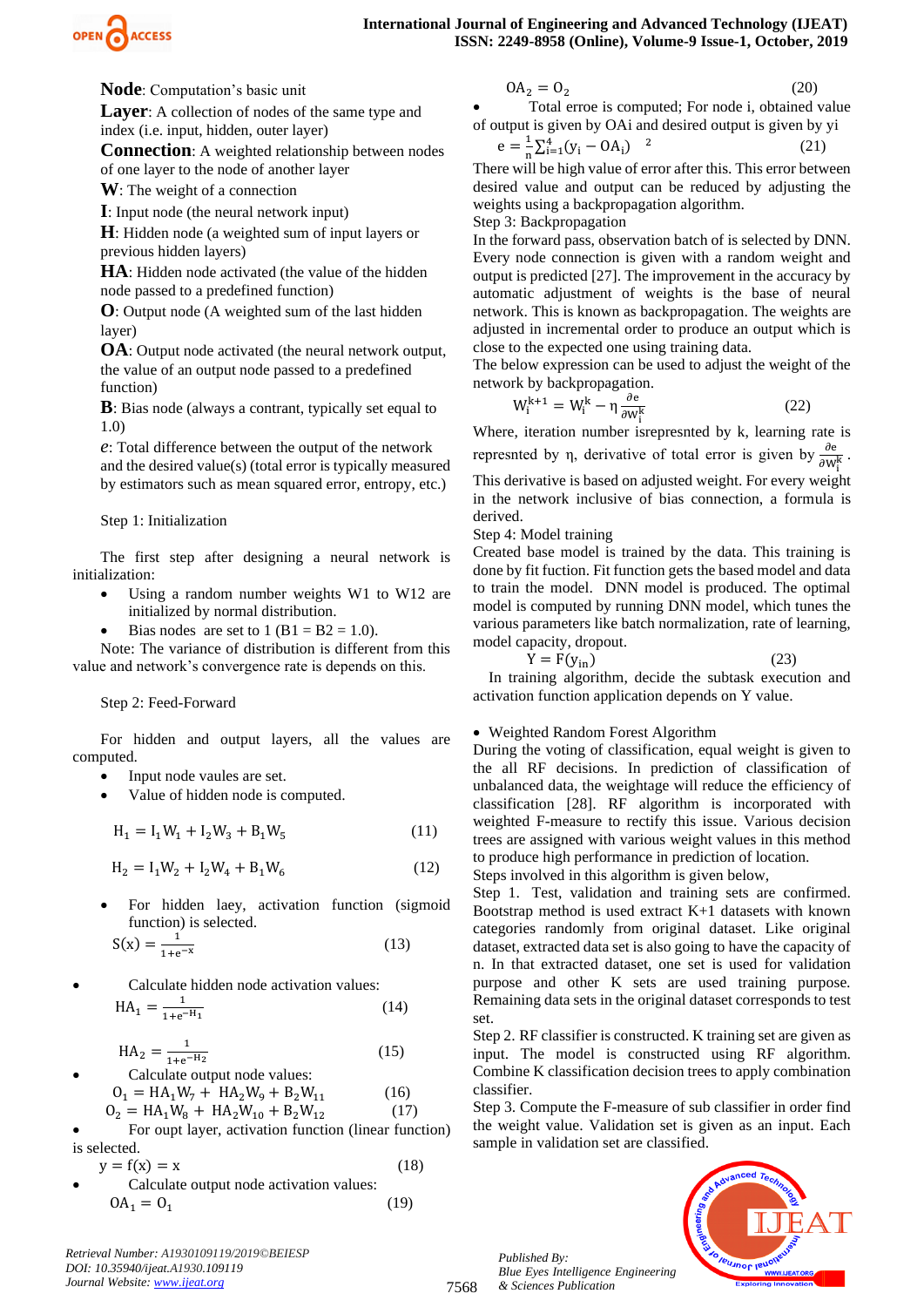**Node**: Computation's basic unit

**Layer**: A collection of nodes of the same type and index (i.e. input, hidden, outer layer)

**Connection**: A weighted relationship between nodes of one layer to the node of another layer

**W**: The weight of a connection

**I**: Input node (the neural network input)

**H**: Hidden node (a weighted sum of input layers or previous hidden layers)

**HA**: Hidden node activated (the value of the hidden node passed to a predefined function)

**O**: Output node (A weighted sum of the last hidden layer)

**OA**: Output node activated (the neural network output, the value of an output node passed to a predefined function)

**B**: Bias node (always a contrant, typically set equal to 1.0)

*e*: Total difference between the output of the network and the desired value(s) (total error is typically measured by estimators such as mean squared error, entropy, etc.)

Step 1: Initialization

The first step after designing a neural network is initialization:

- Using a random number weights W1 to W12 are initialized by normal distribution.
- Bias nodes are set to 1 (B1 = B2 = 1.0).

Note: The variance of distribution is different from this value and network's convergence rate is depends on this.

Step 2: Feed-Forward

For hidden and output layers, all the values are computed.

- Input node vaules are set.
- Value of hidden node is computed.

$$H_1 = I_1W_1 + I_2W_3 + B_1W_5 \quad (11)$$

$$H_2 = I_1W_2 + I_2W_4 + B_1W_6 \quad (12)$$

- For hidden laey, activation function (sigmoid function) is selected.

$$S(x) = \frac{1}{1+e^{-x}} \quad (13)$$

- Calculate hidden node activation values:

$$HA_1 = \frac{1}{1+e^{-H_1}} \quad (14)$$

$$HA_2 = \frac{1}{1+e^{-H_2}} \quad (15)$$

- Calculate output node values:

$$O_1 = HA_1W_7 + HA_2W_9 + B_2W_{11} \quad (16)$$

$$O_2 = HA_1W_8 + HA_2W_{10} + B_2W_{12} \quad (17)$$

- For oupt layer, activation function (linear function) is selected.

$$y = f(x) = x \quad (18)$$

- Calculate output node activation values:

$$OA_1 = O_1 \quad (19)$$

$$OA_2 = O_2 \quad (20)$$

- Total erroe is computed; For node i, obtained value of output is given by OAi and desired output is given by yi

$$e = \frac{1}{n}\sum_{i=1}^{4}(y_i - OA_i)^2 \quad (21)$$

There will be high value of error after this. This error between desired value and output can be reduced by adjusting the weights using a backpropagation algorithm.

Step 3: Backpropagation

In the forward pass, observation batch of is selected by DNN. Every node connection is given with a random weight and output is predicted [27]. The improvement in the accuracy by automatic adjustment of weights is the base of neural network. This is known as backpropagation. The weights are adjusted in incremental order to produce an output which is close to the expected one using training data.

The below expression can be used to adjust the weight of the network by backpropagation.

$$W_i^{k+1} = W_i^k - \eta \frac{\partial e}{\partial w_i^k} \quad (22)$$

Where, iteration number isrepresnted by k, learning rate is represnted by η, derivative of total error is given by $\frac{\partial e}{\partial w_i^k}$.

This derivative is based on adjusted weight. For every weight in the network inclusive of bias connection, a formula is derived.

Step 4: Model training

Created base model is trained by the data. This training is done by fit fuction. Fit function gets the based model and data to train the model. DNN model is produced. The optimal model is computed by running DNN model, which tunes the various parameters like batch normalization, rate of learning, model capacity, dropout.

$$Y = F(y_{in}) \quad (23)$$

In training algorithm, decide the subtask execution and activation function application depends on Y value.

- Weighted Random Forest Algorithm

During the voting of classification, equal weight is given to the all RF decisions. In prediction of classification of unbalanced data, the weightage will reduce the efficiency of classification [28]. RF algorithm is incorporated with weighted F-measure to rectify this issue. Various decision trees are assigned with various weight values in this method to produce high performance in prediction of location.

Steps involved in this algorithm is given below,

Step 1. Test, validation and training sets are confirmed. Bootstrap method is used extract K+1 datasets with known categories randomly from original dataset. Like original dataset, extracted data set is also going to have the capacity of n. In that extracted dataset, one set is used for validation purpose and other K sets are used training purpose. Remaining data sets in the original dataset corresponds to test set.

Step 2. RF classifier is constructed. K training set are given as input. The model is constructed using RF algorithm. Combine K classification decision trees to apply combination classifier.

Step 3. Compute the F-measure of sub classifier in order find the weight value. Validation set is given as an input. Each sample in validation set are classified.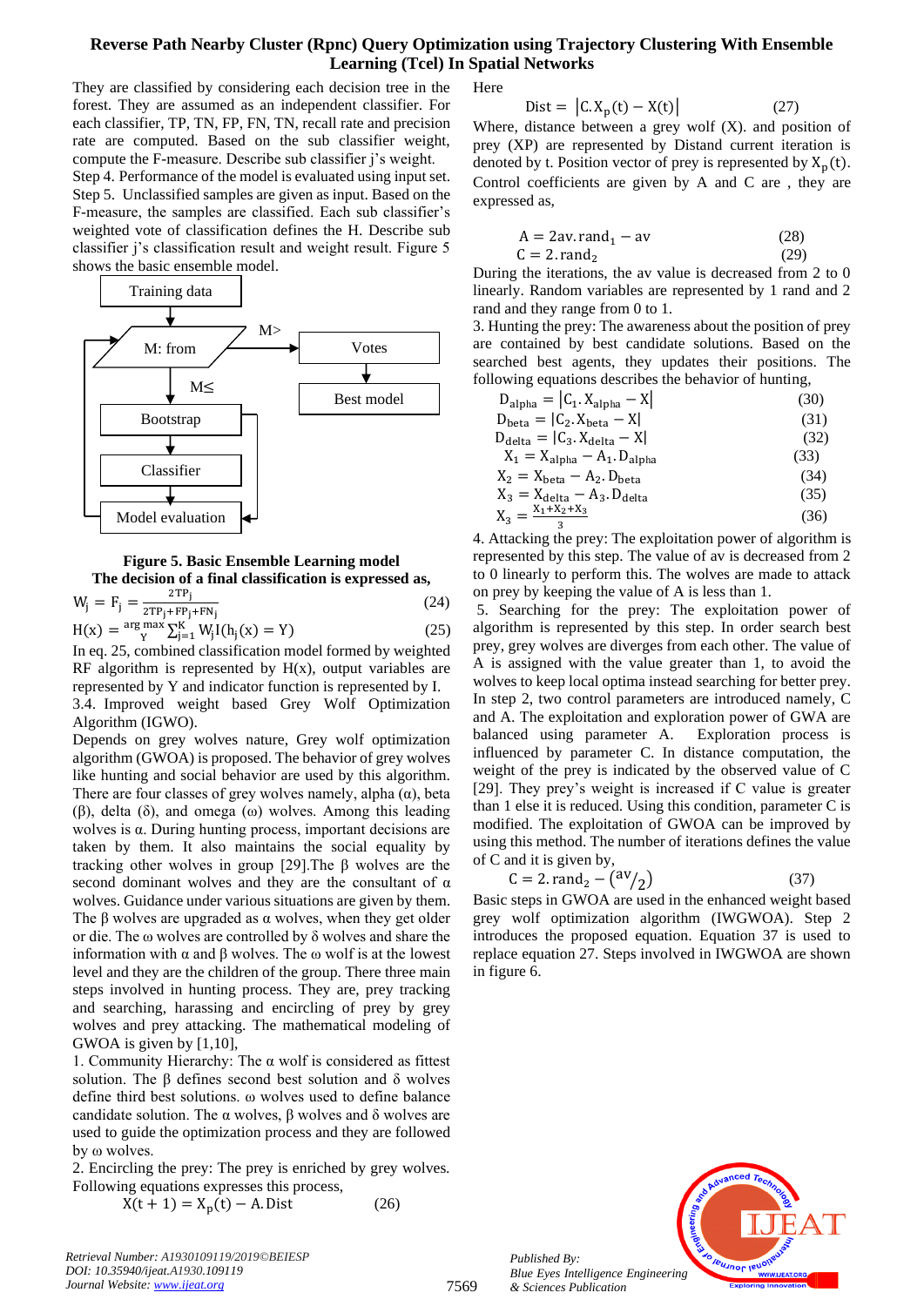They are classified by considering each decision tree in the forest. They are assumed as an independent classifier. For each classifier, TP, TN, FP, FN, TN, recall rate and precision rate are computed. Based on the sub classifier weight, compute the F-measure. Describe sub classifier j's weight.

Step 4. Performance of the model is evaluated using input set.

Step 5. Unclassified samples are given as input. Based on the F-measure, the samples are classified. Each sub classifier's weighted vote of classification defines the H. Describe sub classifier j's classification result and weight result. Figure 5 shows the basic ensemble model.

Training data → M: from → (M>) Votes → Best model; M: from → (M≤) Bootstrap → Classifier → Model evaluation

**Figure 5. Basic Ensemble Learning model**

**The decision of a final classification is expressed as,**

$$W_j = F_j = \frac{2TP_j}{2TP_j + FP_j + FN_j} \quad (24)$$

$$H(x) = \arg\max_{Y} \sum_{j=1}^{K} W_j I(h_j(x) = Y) \quad (25)$$

In eq. 25, combined classification model formed by weighted RF algorithm is represented by H(x), output variables are represented by Y and indicator function is represented by I.

3.4. Improved weight based Grey Wolf Optimization Algorithm (IGWO).

Depends on grey wolves nature, Grey wolf optimization algorithm (GWOA) is proposed. The behavior of grey wolves like hunting and social behavior are used by this algorithm. There are four classes of grey wolves namely, alpha (α), beta (β), delta (δ), and omega (ω) wolves. Among this leading wolves is α. During hunting process, important decisions are taken by them. It also maintains the social equality by tracking other wolves in group [29].The β wolves are the second dominant wolves and they are the consultant of α wolves. Guidance under various situations are given by them. The β wolves are upgraded as α wolves, when they get older or die. The ω wolves are controlled by δ wolves and share the information with α and β wolves. The ω wolf is at the lowest level and they are the children of the group. There three main steps involved in hunting process. They are, prey tracking and searching, harassing and encircling of prey by grey wolves and prey attacking. The mathematical modeling of GWOA is given by [1,10],

1. Community Hierarchy: The α wolf is considered as fittest solution. The β defines second best solution and δ wolves define third best solutions. ω wolves used to define balance candidate solution. The α wolves, β wolves and δ wolves are used to guide the optimization process and they are followed by ω wolves.

2. Encircling the prey: The prey is enriched by grey wolves. Following equations expresses this process,

$$X(t+1) = X_p(t) - A.\text{Dist} \quad (26)$$

Here

$$\text{Dist} = |C.X_p(t) - X(t)| \quad (27)$$

Where, distance between a grey wolf (X). and position of prey (XP) are represented by Distand current iteration is denoted by t. Position vector of prey is represented by $X_p(t)$. Control coefficients are given by A and C are , they are expressed as,

$$A = 2av.\text{rand}_1 - av \quad (28)$$

$$C = 2.\text{rand}_2 \quad (29)$$

During the iterations, the av value is decreased from 2 to 0 linearly. Random variables are represented by 1 rand and 2 rand and they range from 0 to 1.

3. Hunting the prey: The awareness about the position of prey are contained by best candidate solutions. Based on the searched best agents, they updates their positions. The following equations describes the behavior of hunting,

$$D_{alpha} = |C_1.X_{alpha} - X| \quad (30)$$

$$D_{beta} = |C_2.X_{beta} - X| \quad (31)$$

$$D_{delta} = |C_3.X_{delta} - X| \quad (32)$$

$$X_1 = X_{alpha} - A_1.D_{alpha} \quad (33)$$

$$X_2 = X_{beta} - A_2.D_{beta} \quad (34)$$

$$X_3 = X_{delta} - A_3.D_{delta} \quad (35)$$

$$X_3 = \frac{X_1 + X_2 + X_3}{3} \quad (36)$$

4. Attacking the prey: The exploitation power of algorithm is represented by this step. The value of av is decreased from 2 to 0 linearly to perform this. The wolves are made to attack on prey by keeping the value of A is less than 1.

5. Searching for the prey: The exploitation power of algorithm is represented by this step. In order search best prey, grey wolves are diverges from each other. The value of A is assigned with the value greater than 1, to avoid the wolves to keep local optima instead searching for better prey. In step 2, two control parameters are introduced namely, C and A. The exploitation and exploration power of GWA are balanced using parameter A. Exploration process is influenced by parameter C. In distance computation, the weight of the prey is indicated by the observed value of C [29]. They prey's weight is increased if C value is greater than 1 else it is reduced. Using this condition, parameter C is modified. The exploitation of GWOA can be improved by using this method. The number of iterations defines the value of C and it is given by,

$$C = 2.\text{rand}_2 - \left({}^{av}/_{2}\right) \quad (37)$$

Basic steps in GWOA are used in the enhanced weight based grey wolf optimization algorithm (IWGWOA). Step 2 introduces the proposed equation. Equation 37 is used to replace equation 27. Steps involved in IWGWOA are shown in figure 6.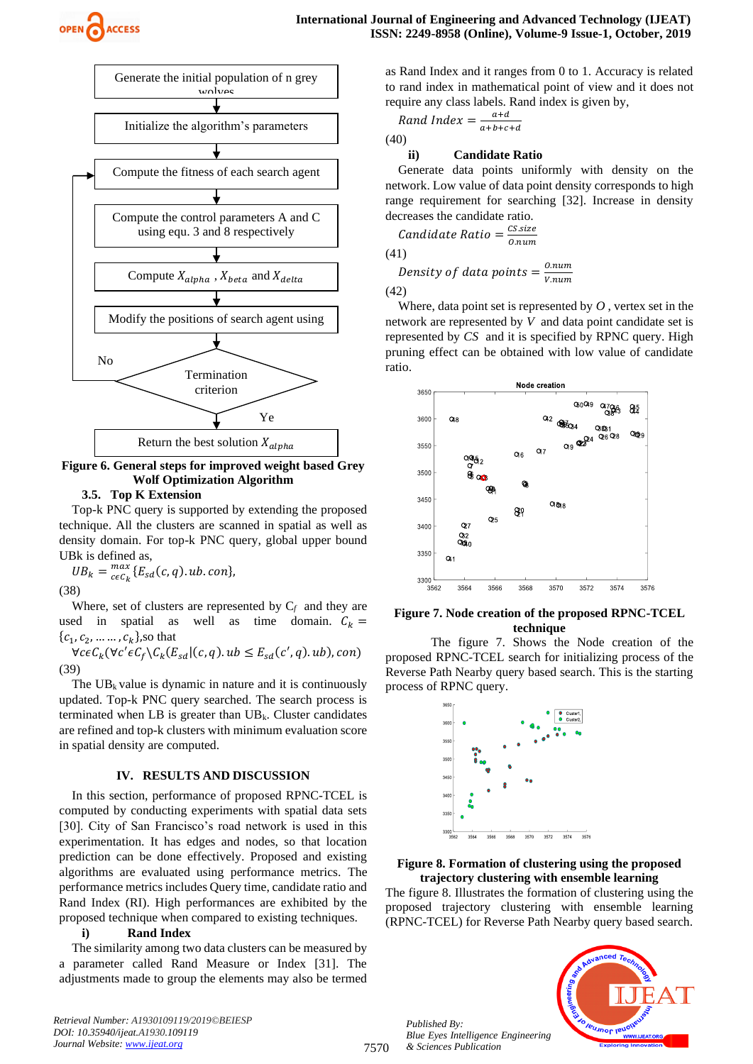Figure 6. General steps for improved weight based Grey Wolf Optimization Algorithm

### 3.5. Top K Extension

Top-k PNC query is supported by extending the proposed technique. All the clusters are scanned in spatial as well as density domain. For top-k PNC query, global upper bound UBk is defined as,

$$UB_k = \max_{c \epsilon C_k} \{E_{sd}(c, q).ub. con\},$$

(38)

Where, set of clusters are represented by $C_f$ and they are used in spatial as well as time domain. $C_k = \{c_1, c_2, \ldots \ldots, c_k\}$,so that

$$\forall c \epsilon C_k (\forall c' \epsilon C_f \backslash C_k (E_{sd} | (c, q). ub \leq E_{sd}(c', q). ub), con)$$

(39)

The $UB_k$ value is dynamic in nature and it is continuously updated. Top-k PNC query searched. The search process is terminated when LB is greater than $UB_k$. Cluster candidates are refined and top-k clusters with minimum evaluation score in spatial density are computed.

## IV. RESULTS AND DISCUSSION

In this section, performance of proposed RPNC-TCEL is computed by conducting experiments with spatial data sets [30]. City of San Francisco's road network is used in this experimentation. It has edges and nodes, so that location prediction can be done effectively. Proposed and existing algorithms are evaluated using performance metrics. The performance metrics includes Query time, candidate ratio and Rand Index (RI). High performances are exhibited by the proposed technique when compared to existing techniques.

**i) Rand Index**

The similarity among two data clusters can be measured by a parameter called Rand Measure or Index [31]. The adjustments made to group the elements may also be termed as Rand Index and it ranges from 0 to 1. Accuracy is related to rand index in mathematical point of view and it does not require any class labels. Rand index is given by,

$$Rand\ Index = \frac{a+d}{a+b+c+d}$$

(40)

**ii) Candidate Ratio**

Generate data points uniformly with density on the network. Low value of data point density corresponds to high range requirement for searching [32]. Increase in density decreases the candidate ratio.

$$Candidate\ Ratio = \frac{CS.size}{O.num}$$

(41)

$$Density\ of\ data\ points = \frac{O.num}{V.num}$$

(42)

Where, data point set is represented by $O$ , vertex set in the network are represented by $V$ and data point candidate set is represented by $CS$ and it is specified by RPNC query. High pruning effect can be obtained with low value of candidate ratio.

Figure 7. Node creation of the proposed RPNC-TCEL technique

The figure 7. Shows the Node creation of the proposed RPNC-TCEL search for initializing process of the Reverse Path Nearby query based search. This is the starting process of RPNC query.

Figure 8. Formation of clustering using the proposed trajectory clustering with ensemble learning

The figure 8. Illustrates the formation of clustering using the proposed trajectory clustering with ensemble learning (RPNC-TCEL) for Reverse Path Nearby query based search.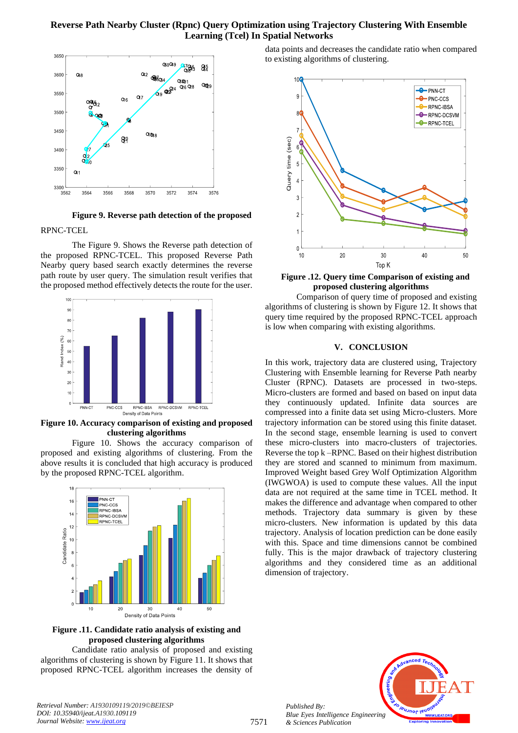Figure 9. Reverse path detection of the proposed RPNC-TCEL

The Figure 9. Shows the Reverse path detection of the proposed RPNC-TCEL. This proposed Reverse Path Nearby query based search exactly determines the reverse path route by user query. The simulation result verifies that the proposed method effectively detects the route for the user.

**Figure 10. Accuracy comparison of existing and proposed clustering algorithms**

Figure 10. Shows the accuracy comparison of proposed and existing algorithms of clustering. From the above results it is concluded that high accuracy is produced by the proposed RPNC-TCEL algorithm.

**Figure .11. Candidate ratio analysis of existing and proposed clustering algorithms**

Candidate ratio analysis of proposed and existing algorithms of clustering is shown by Figure 11. It shows that proposed RPNC-TCEL algorithm increases the density of data points and decreases the candidate ratio when compared to existing algorithms of clustering.

**Figure .12. Query time Comparison of existing and proposed clustering algorithms**

Comparison of query time of proposed and existing algorithms of clustering is shown by Figure 12. It shows that query time required by the proposed RPNC-TCEL approach is low when comparing with existing algorithms.

## V. CONCLUSION

In this work, trajectory data are clustered using, Trajectory Clustering with Ensemble learning for Reverse Path nearby Cluster (RPNC). Datasets are processed in two-steps. Micro-clusters are formed and based on based on input data they continuously updated. Infinite data sources are compressed into a finite data set using Micro-clusters. More trajectory information can be stored using this finite dataset. In the second stage, ensemble learning is used to convert these micro-clusters into macro-clusters of trajectories. Reverse the top k –RPNC. Based on their highest distribution they are stored and scanned to minimum from maximum. Improved Weight based Grey Wolf Optimization Algorithm (IWGWOA) is used to compute these values. All the input data are not required at the same time in TCEL method. It makes the difference and advantage when compared to other methods. Trajectory data summary is given by these micro-clusters. New information is updated by this data trajectory. Analysis of location prediction can be done easily with this. Space and time dimensions cannot be combined fully. This is the major drawback of trajectory clustering algorithms and they considered time as an additional dimension of trajectory.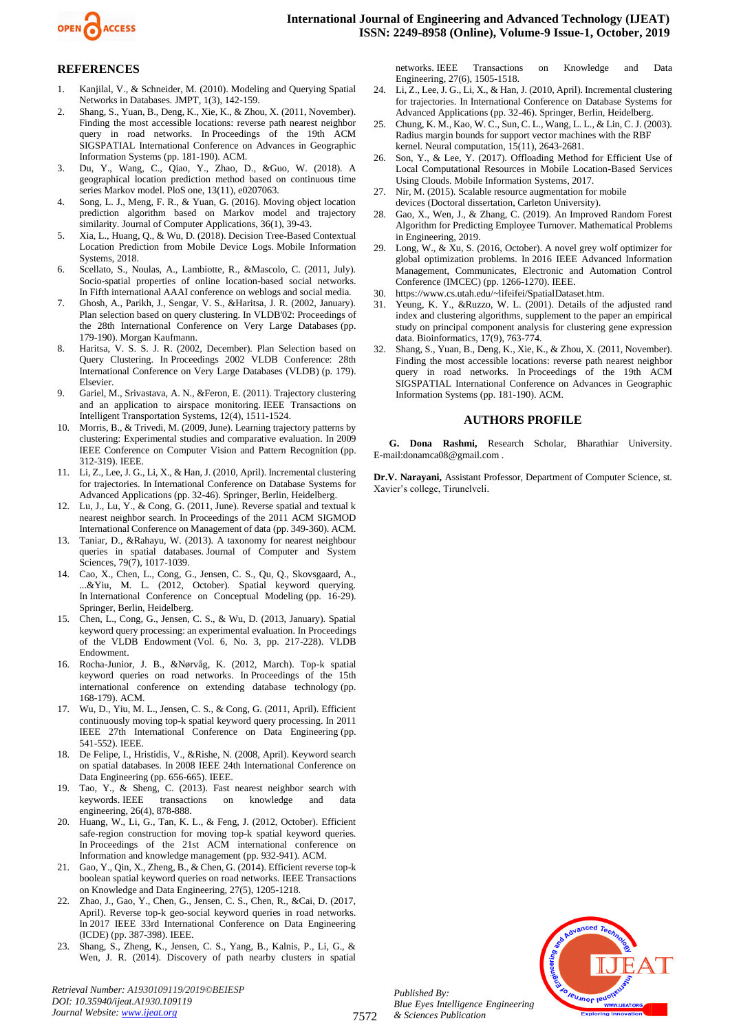## REFERENCES

1. Kanjilal, V., & Schneider, M. (2010). Modeling and Querying Spatial Networks in Databases. JMPT, 1(3), 142-159.
2. Shang, S., Yuan, B., Deng, K., Xie, K., & Zhou, X. (2011, November). Finding the most accessible locations: reverse path nearest neighbor query in road networks. In Proceedings of the 19th ACM SIGSPATIAL International Conference on Advances in Geographic Information Systems (pp. 181-190). ACM.
3. Du, Y., Wang, C., Qiao, Y., Zhao, D., &Guo, W. (2018). A geographical location prediction method based on continuous time series Markov model. PloS one, 13(11), e0207063.
4. Song, L. J., Meng, F. R., & Yuan, G. (2016). Moving object location prediction algorithm based on Markov model and trajectory similarity. Journal of Computer Applications, 36(1), 39-43.
5. Xia, L., Huang, Q., & Wu, D. (2018). Decision Tree-Based Contextual Location Prediction from Mobile Device Logs. Mobile Information Systems, 2018.
6. Scellato, S., Noulas, A., Lambiotte, R., &Mascolo, C. (2011, July). Socio-spatial properties of online location-based social networks. In Fifth international AAAI conference on weblogs and social media.
7. Ghosh, A., Parikh, J., Sengar, V. S., &Haritsa, J. R. (2002, January). Plan selection based on query clustering. In VLDB'02: Proceedings of the 28th International Conference on Very Large Databases (pp. 179-190). Morgan Kaufmann.
8. Haritsa, V. S. S. J. R. (2002, December). Plan Selection based on Query Clustering. In Proceedings 2002 VLDB Conference: 28th International Conference on Very Large Databases (VLDB) (p. 179). Elsevier.
9. Gariel, M., Srivastava, A. N., &Feron, E. (2011). Trajectory clustering and an application to airspace monitoring. IEEE Transactions on Intelligent Transportation Systems, 12(4), 1511-1524.
10. Morris, B., & Trivedi, M. (2009, June). Learning trajectory patterns by clustering: Experimental studies and comparative evaluation. In 2009 IEEE Conference on Computer Vision and Pattern Recognition (pp. 312-319). IEEE.
11. Li, Z., Lee, J. G., Li, X., & Han, J. (2010, April). Incremental clustering for trajectories. In International Conference on Database Systems for Advanced Applications (pp. 32-46). Springer, Berlin, Heidelberg.
12. Lu, J., Lu, Y., & Cong, G. (2011, June). Reverse spatial and textual k nearest neighbor search. In Proceedings of the 2011 ACM SIGMOD International Conference on Management of data (pp. 349-360). ACM.
13. Taniar, D., &Rahayu, W. (2013). A taxonomy for nearest neighbour queries in spatial databases. Journal of Computer and System Sciences, 79(7), 1017-1039.
14. Cao, X., Chen, L., Cong, G., Jensen, C. S., Qu, Q., Skovsgaard, A., ...&Yiu, M. L. (2012, October). Spatial keyword querying. In International Conference on Conceptual Modeling (pp. 16-29). Springer, Berlin, Heidelberg.
15. Chen, L., Cong, G., Jensen, C. S., & Wu, D. (2013, January). Spatial keyword query processing: an experimental evaluation. In Proceedings of the VLDB Endowment (Vol. 6, No. 3, pp. 217-228). VLDB Endowment.
16. Rocha-Junior, J. B., &Nørvåg, K. (2012, March). Top-k spatial keyword queries on road networks. In Proceedings of the 15th international conference on extending database technology (pp. 168-179). ACM.
17. Wu, D., Yiu, M. L., Jensen, C. S., & Cong, G. (2011, April). Efficient continuously moving top-k spatial keyword query processing. In 2011 IEEE 27th International Conference on Data Engineering (pp. 541-552). IEEE.
18. De Felipe, I., Hristidis, V., &Rishe, N. (2008, April). Keyword search on spatial databases. In 2008 IEEE 24th International Conference on Data Engineering (pp. 656-665). IEEE.
19. Tao, Y., & Sheng, C. (2013). Fast nearest neighbor search with keywords. IEEE transactions on knowledge and data engineering, 26(4), 878-888.
20. Huang, W., Li, G., Tan, K. L., & Feng, J. (2012, October). Efficient safe-region construction for moving top-k spatial keyword queries. In Proceedings of the 21st ACM international conference on Information and knowledge management (pp. 932-941). ACM.
21. Gao, Y., Qin, X., Zheng, B., & Chen, G. (2014). Efficient reverse top-k boolean spatial keyword queries on road networks. IEEE Transactions on Knowledge and Data Engineering, 27(5), 1205-1218.
22. Zhao, J., Gao, Y., Chen, G., Jensen, C. S., Chen, R., &Cai, D. (2017, April). Reverse top-k geo-social keyword queries in road networks. In 2017 IEEE 33rd International Conference on Data Engineering (ICDE) (pp. 387-398). IEEE.
23. Shang, S., Zheng, K., Jensen, C. S., Yang, B., Kalnis, P., Li, G., & Wen, J. R. (2014). Discovery of path nearby clusters in spatial networks. IEEE Transactions on Knowledge and Data Engineering, 27(6), 1505-1518.
24. Li, Z., Lee, J. G., Li, X., & Han, J. (2010, April). Incremental clustering for trajectories. In International Conference on Database Systems for Advanced Applications (pp. 32-46). Springer, Berlin, Heidelberg.
25. Chung, K. M., Kao, W. C., Sun, C. L., Wang, L. L., & Lin, C. J. (2003). Radius margin bounds for support vector machines with the RBF kernel. Neural computation, 15(11), 2643-2681.
26. Son, Y., & Lee, Y. (2017). Offloading Method for Efficient Use of Local Computational Resources in Mobile Location-Based Services Using Clouds. Mobile Information Systems, 2017.
27. Nir, M. (2015). Scalable resource augmentation for mobile devices (Doctoral dissertation, Carleton University).
28. Gao, X., Wen, J., & Zhang, C. (2019). An Improved Random Forest Algorithm for Predicting Employee Turnover. Mathematical Problems in Engineering, 2019.
29. Long, W., & Xu, S. (2016, October). A novel grey wolf optimizer for global optimization problems. In 2016 IEEE Advanced Information Management, Communicates, Electronic and Automation Control Conference (IMCEC) (pp. 1266-1270). IEEE.
30. https://www.cs.utah.edu/~lifeifei/SpatialDataset.htm.
31. Yeung, K. Y., &Ruzzo, W. L. (2001). Details of the adjusted rand index and clustering algorithms, supplement to the paper an empirical study on principal component analysis for clustering gene expression data. Bioinformatics, 17(9), 763-774.
32. Shang, S., Yuan, B., Deng, K., Xie, K., & Zhou, X. (2011, November). Finding the most accessible locations: reverse path nearest neighbor query in road networks. In Proceedings of the 19th ACM SIGSPATIAL International Conference on Advances in Geographic Information Systems (pp. 181-190). ACM.

## AUTHORS PROFILE

**G. Dona Rashmi,** Research Scholar, Bharathiar University. E-mail:donamca08@gmail.com .

**Dr.V. Narayani,** Assistant Professor, Department of Computer Science, st. Xavier's college, Tirunelveli.